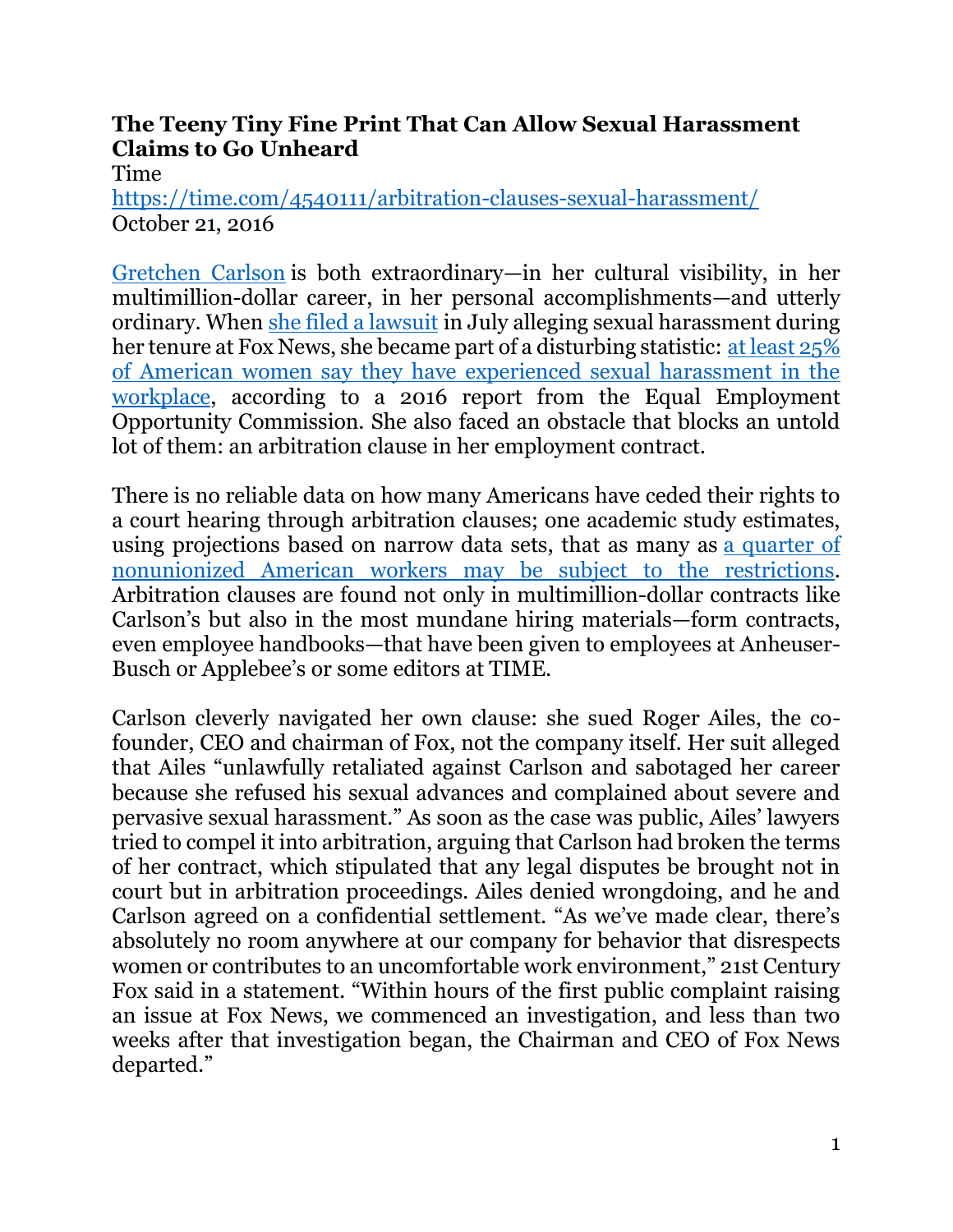# The Teeny Tiny Fine Print That Can Allow Sexual Harassment Claims to Go Unheard

Time
https://time.com/4540111/arbitration-clauses-sexual-harassment/
October 21, 2016

Gretchen Carlson is both extraordinary—in her cultural visibility, in her multimillion-dollar career, in her personal accomplishments—and utterly ordinary. When she filed a lawsuit in July alleging sexual harassment during her tenure at Fox News, she became part of a disturbing statistic: at least 25% of American women say they have experienced sexual harassment in the workplace, according to a 2016 report from the Equal Employment Opportunity Commission. She also faced an obstacle that blocks an untold lot of them: an arbitration clause in her employment contract.

There is no reliable data on how many Americans have ceded their rights to a court hearing through arbitration clauses; one academic study estimates, using projections based on narrow data sets, that as many as a quarter of nonunionized American workers may be subject to the restrictions. Arbitration clauses are found not only in multimillion-dollar contracts like Carlson's but also in the most mundane hiring materials—form contracts, even employee handbooks—that have been given to employees at Anheuser-Busch or Applebee's or some editors at TIME.

Carlson cleverly navigated her own clause: she sued Roger Ailes, the co-founder, CEO and chairman of Fox, not the company itself. Her suit alleged that Ailes "unlawfully retaliated against Carlson and sabotaged her career because she refused his sexual advances and complained about severe and pervasive sexual harassment." As soon as the case was public, Ailes' lawyers tried to compel it into arbitration, arguing that Carlson had broken the terms of her contract, which stipulated that any legal disputes be brought not in court but in arbitration proceedings. Ailes denied wrongdoing, and he and Carlson agreed on a confidential settlement. "As we've made clear, there's absolutely no room anywhere at our company for behavior that disrespects women or contributes to an uncomfortable work environment," 21st Century Fox said in a statement. "Within hours of the first public complaint raising an issue at Fox News, we commenced an investigation, and less than two weeks after that investigation began, the Chairman and CEO of Fox News departed."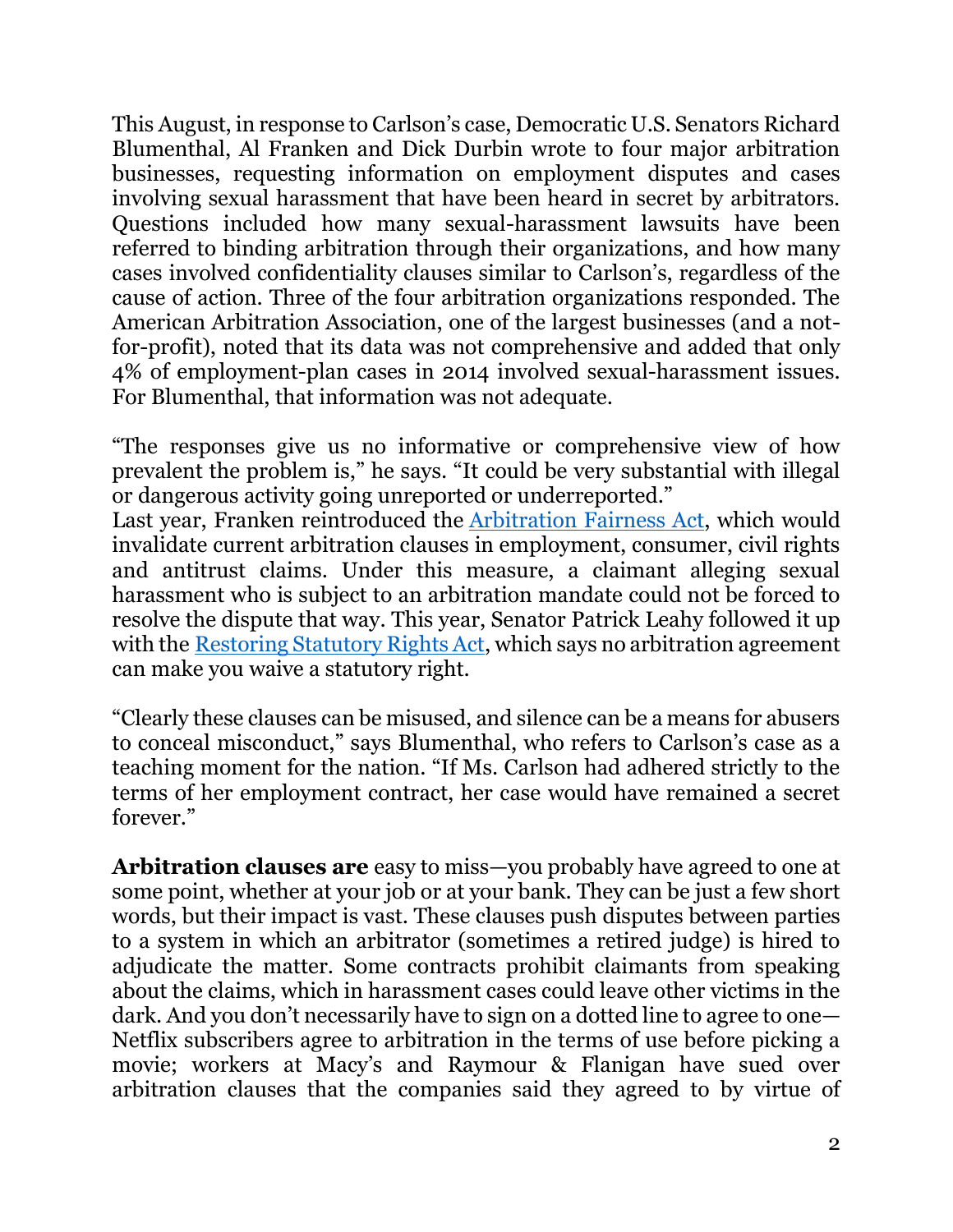This August, in response to Carlson's case, Democratic U.S. Senators Richard Blumenthal, Al Franken and Dick Durbin wrote to four major arbitration businesses, requesting information on employment disputes and cases involving sexual harassment that have been heard in secret by arbitrators. Questions included how many sexual-harassment lawsuits have been referred to binding arbitration through their organizations, and how many cases involved confidentiality clauses similar to Carlson's, regardless of the cause of action. Three of the four arbitration organizations responded. The American Arbitration Association, one of the largest businesses (and a not-for-profit), noted that its data was not comprehensive and added that only 4% of employment-plan cases in 2014 involved sexual-harassment issues. For Blumenthal, that information was not adequate.

"The responses give us no informative or comprehensive view of how prevalent the problem is," he says. "It could be very substantial with illegal or dangerous activity going unreported or underreported."
Last year, Franken reintroduced the Arbitration Fairness Act, which would invalidate current arbitration clauses in employment, consumer, civil rights and antitrust claims. Under this measure, a claimant alleging sexual harassment who is subject to an arbitration mandate could not be forced to resolve the dispute that way. This year, Senator Patrick Leahy followed it up with the Restoring Statutory Rights Act, which says no arbitration agreement can make you waive a statutory right.

"Clearly these clauses can be misused, and silence can be a means for abusers to conceal misconduct," says Blumenthal, who refers to Carlson's case as a teaching moment for the nation. "If Ms. Carlson had adhered strictly to the terms of her employment contract, her case would have remained a secret forever."

**Arbitration clauses are** easy to miss—you probably have agreed to one at some point, whether at your job or at your bank. They can be just a few short words, but their impact is vast. These clauses push disputes between parties to a system in which an arbitrator (sometimes a retired judge) is hired to adjudicate the matter. Some contracts prohibit claimants from speaking about the claims, which in harassment cases could leave other victims in the dark. And you don't necessarily have to sign on a dotted line to agree to one—Netflix subscribers agree to arbitration in the terms of use before picking a movie; workers at Macy's and Raymour & Flanigan have sued over arbitration clauses that the companies said they agreed to by virtue of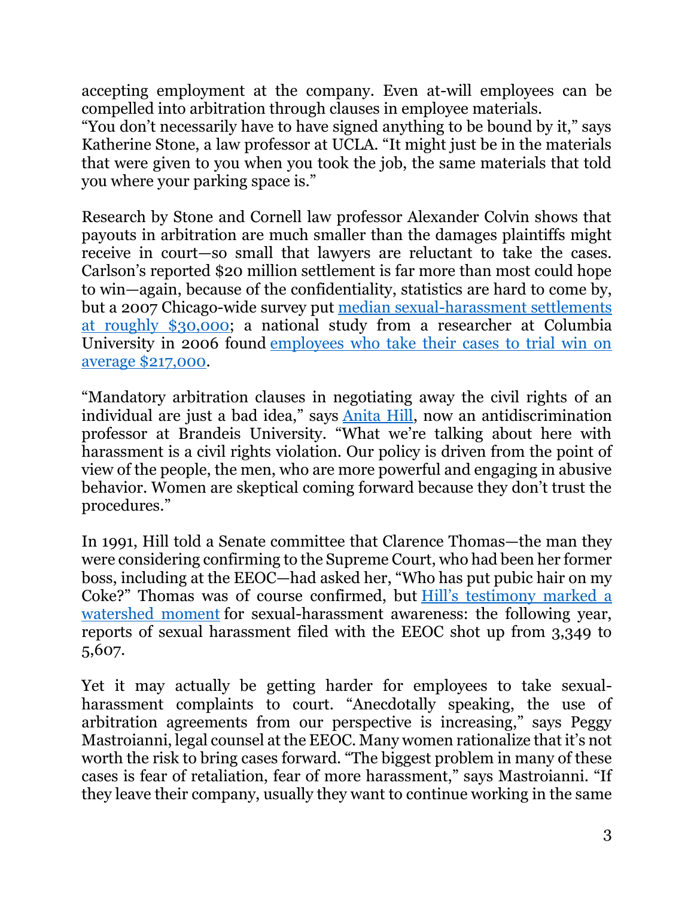accepting employment at the company. Even at-will employees can be compelled into arbitration through clauses in employee materials.
"You don't necessarily have to have signed anything to be bound by it," says Katherine Stone, a law professor at UCLA. "It might just be in the materials that were given to you when you took the job, the same materials that told you where your parking space is."

Research by Stone and Cornell law professor Alexander Colvin shows that payouts in arbitration are much smaller than the damages plaintiffs might receive in court—so small that lawyers are reluctant to take the cases. Carlson's reported $20 million settlement is far more than most could hope to win—again, because of the confidentiality, statistics are hard to come by, but a 2007 Chicago-wide survey put median sexual-harassment settlements at roughly $30,000; a national study from a researcher at Columbia University in 2006 found employees who take their cases to trial win on average $217,000.

"Mandatory arbitration clauses in negotiating away the civil rights of an individual are just a bad idea," says Anita Hill, now an antidiscrimination professor at Brandeis University. "What we're talking about here with harassment is a civil rights violation. Our policy is driven from the point of view of the people, the men, who are more powerful and engaging in abusive behavior. Women are skeptical coming forward because they don't trust the procedures."

In 1991, Hill told a Senate committee that Clarence Thomas—the man they were considering confirming to the Supreme Court, who had been her former boss, including at the EEOC—had asked her, "Who has put pubic hair on my Coke?" Thomas was of course confirmed, but Hill's testimony marked a watershed moment for sexual-harassment awareness: the following year, reports of sexual harassment filed with the EEOC shot up from 3,349 to 5,607.

Yet it may actually be getting harder for employees to take sexual-harassment complaints to court. "Anecdotally speaking, the use of arbitration agreements from our perspective is increasing," says Peggy Mastroianni, legal counsel at the EEOC. Many women rationalize that it's not worth the risk to bring cases forward. "The biggest problem in many of these cases is fear of retaliation, fear of more harassment," says Mastroianni. "If they leave their company, usually they want to continue working in the same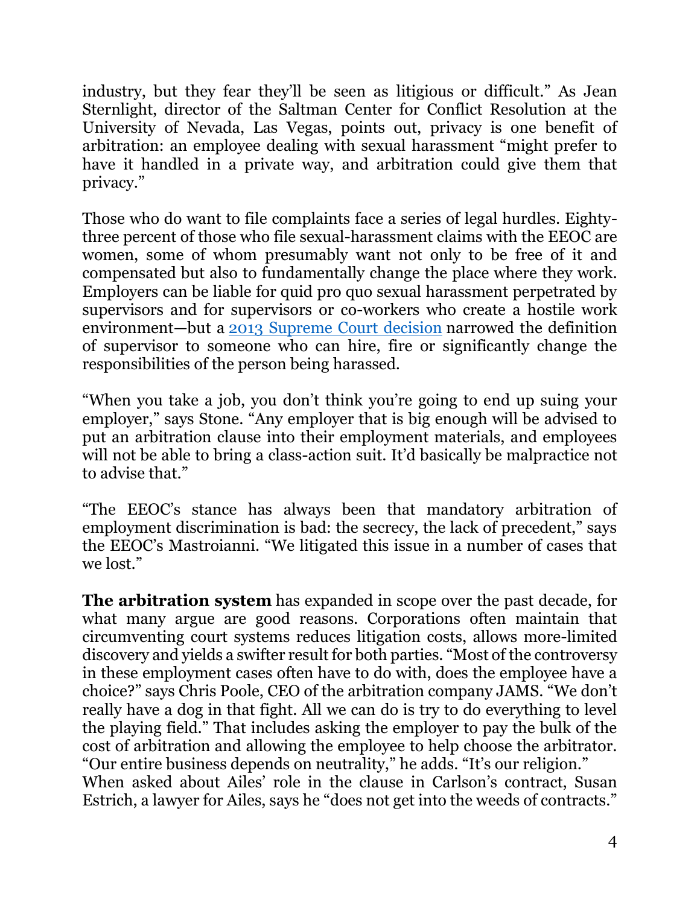industry, but they fear they'll be seen as litigious or difficult." As Jean Sternlight, director of the Saltman Center for Conflict Resolution at the University of Nevada, Las Vegas, points out, privacy is one benefit of arbitration: an employee dealing with sexual harassment "might prefer to have it handled in a private way, and arbitration could give them that privacy."

Those who do want to file complaints face a series of legal hurdles. Eighty-three percent of those who file sexual-harassment claims with the EEOC are women, some of whom presumably want not only to be free of it and compensated but also to fundamentally change the place where they work. Employers can be liable for quid pro quo sexual harassment perpetrated by supervisors and for supervisors or co-workers who create a hostile work environment—but a 2013 Supreme Court decision narrowed the definition of supervisor to someone who can hire, fire or significantly change the responsibilities of the person being harassed.

"When you take a job, you don't think you're going to end up suing your employer," says Stone. "Any employer that is big enough will be advised to put an arbitration clause into their employment materials, and employees will not be able to bring a class-action suit. It'd basically be malpractice not to advise that."

"The EEOC's stance has always been that mandatory arbitration of employment discrimination is bad: the secrecy, the lack of precedent," says the EEOC's Mastroianni. "We litigated this issue in a number of cases that we lost."

**The arbitration system** has expanded in scope over the past decade, for what many argue are good reasons. Corporations often maintain that circumventing court systems reduces litigation costs, allows more-limited discovery and yields a swifter result for both parties. "Most of the controversy in these employment cases often have to do with, does the employee have a choice?" says Chris Poole, CEO of the arbitration company JAMS. "We don't really have a dog in that fight. All we can do is try to do everything to level the playing field." That includes asking the employer to pay the bulk of the cost of arbitration and allowing the employee to help choose the arbitrator. "Our entire business depends on neutrality," he adds. "It's our religion."

When asked about Ailes' role in the clause in Carlson's contract, Susan Estrich, a lawyer for Ailes, says he "does not get into the weeds of contracts."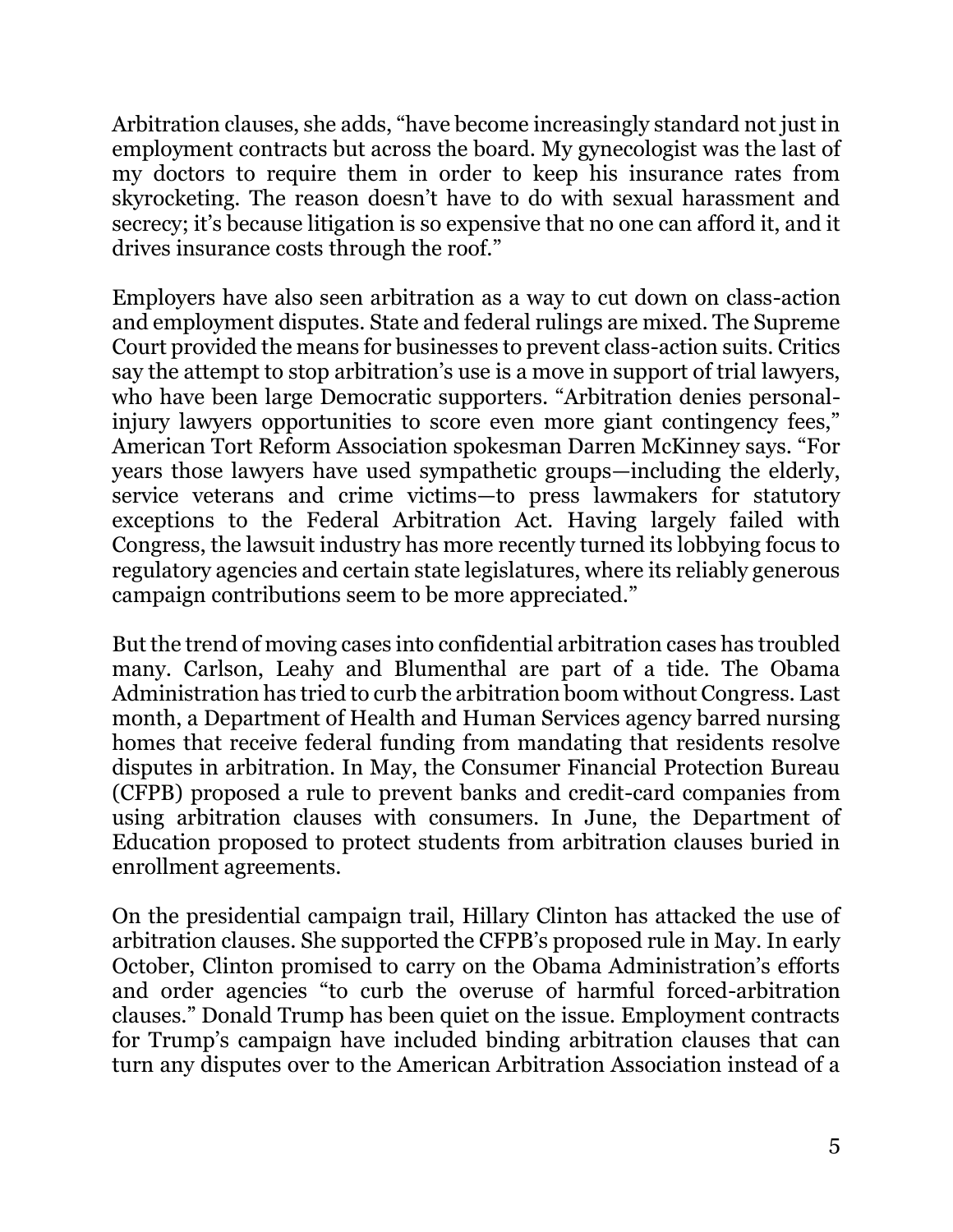Arbitration clauses, she adds, “have become increasingly standard not just in employment contracts but across the board. My gynecologist was the last of my doctors to require them in order to keep his insurance rates from skyrocketing. The reason doesn’t have to do with sexual harassment and secrecy; it’s because litigation is so expensive that no one can afford it, and it drives insurance costs through the roof.”

Employers have also seen arbitration as a way to cut down on class-action and employment disputes. State and federal rulings are mixed. The Supreme Court provided the means for businesses to prevent class-action suits. Critics say the attempt to stop arbitration’s use is a move in support of trial lawyers, who have been large Democratic supporters. “Arbitration denies personal-injury lawyers opportunities to score even more giant contingency fees,” American Tort Reform Association spokesman Darren McKinney says. “For years those lawyers have used sympathetic groups—including the elderly, service veterans and crime victims—to press lawmakers for statutory exceptions to the Federal Arbitration Act. Having largely failed with Congress, the lawsuit industry has more recently turned its lobbying focus to regulatory agencies and certain state legislatures, where its reliably generous campaign contributions seem to be more appreciated.”

But the trend of moving cases into confidential arbitration cases has troubled many. Carlson, Leahy and Blumenthal are part of a tide. The Obama Administration has tried to curb the arbitration boom without Congress. Last month, a Department of Health and Human Services agency barred nursing homes that receive federal funding from mandating that residents resolve disputes in arbitration. In May, the Consumer Financial Protection Bureau (CFPB) proposed a rule to prevent banks and credit-card companies from using arbitration clauses with consumers. In June, the Department of Education proposed to protect students from arbitration clauses buried in enrollment agreements.

On the presidential campaign trail, Hillary Clinton has attacked the use of arbitration clauses. She supported the CFPB’s proposed rule in May. In early October, Clinton promised to carry on the Obama Administration’s efforts and order agencies “to curb the overuse of harmful forced-arbitration clauses.” Donald Trump has been quiet on the issue. Employment contracts for Trump’s campaign have included binding arbitration clauses that can turn any disputes over to the American Arbitration Association instead of a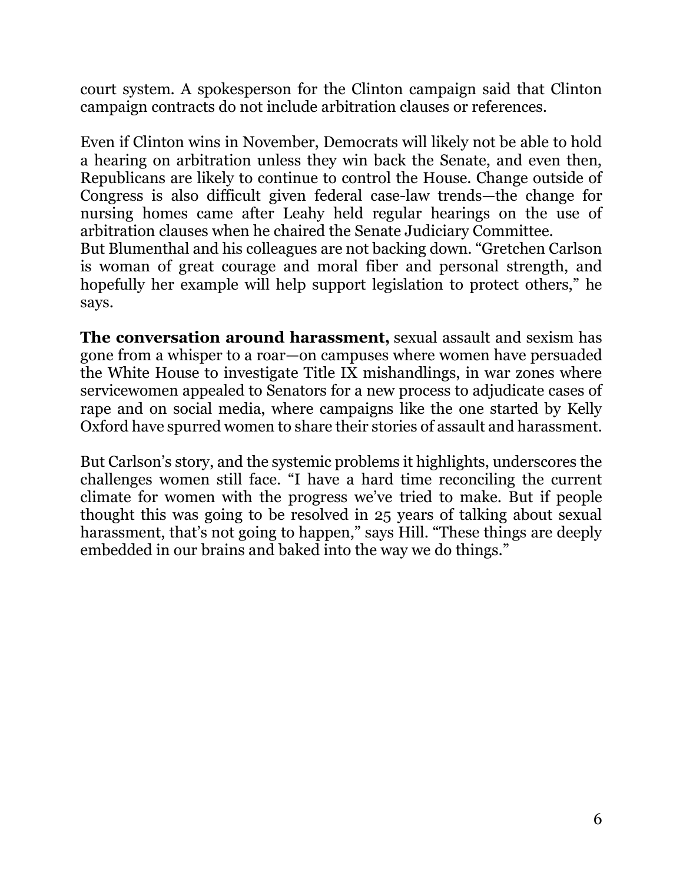court system. A spokesperson for the Clinton campaign said that Clinton campaign contracts do not include arbitration clauses or references.

Even if Clinton wins in November, Democrats will likely not be able to hold a hearing on arbitration unless they win back the Senate, and even then, Republicans are likely to continue to control the House. Change outside of Congress is also difficult given federal case-law trends—the change for nursing homes came after Leahy held regular hearings on the use of arbitration clauses when he chaired the Senate Judiciary Committee.
But Blumenthal and his colleagues are not backing down. "Gretchen Carlson is woman of great courage and moral fiber and personal strength, and hopefully her example will help support legislation to protect others," he says.

**The conversation around harassment,** sexual assault and sexism has gone from a whisper to a roar—on campuses where women have persuaded the White House to investigate Title IX mishandlings, in war zones where servicewomen appealed to Senators for a new process to adjudicate cases of rape and on social media, where campaigns like the one started by Kelly Oxford have spurred women to share their stories of assault and harassment.

But Carlson's story, and the systemic problems it highlights, underscores the challenges women still face. "I have a hard time reconciling the current climate for women with the progress we've tried to make. But if people thought this was going to be resolved in 25 years of talking about sexual harassment, that's not going to happen," says Hill. "These things are deeply embedded in our brains and baked into the way we do things."